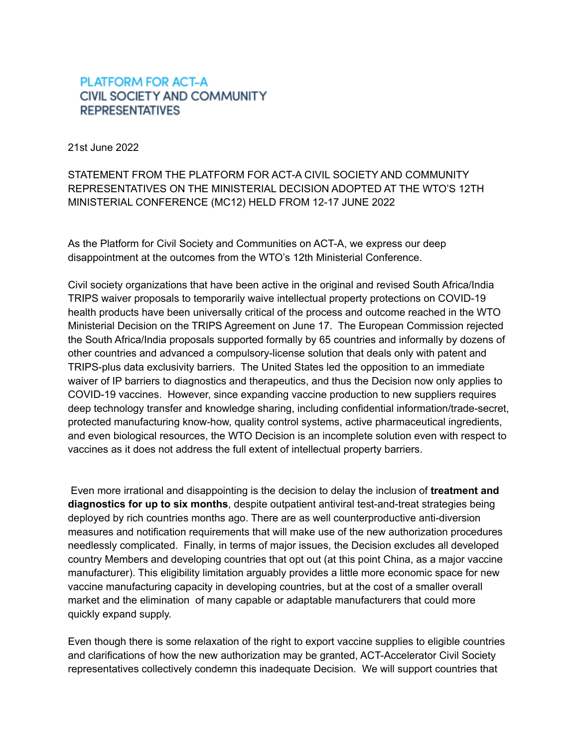**PLATFORM FOR ACT-A**
**CIVIL SOCIETY AND COMMUNITY REPRESENTATIVES**

21st June 2022

STATEMENT FROM THE PLATFORM FOR ACT-A CIVIL SOCIETY AND COMMUNITY REPRESENTATIVES ON THE MINISTERIAL DECISION ADOPTED AT THE WTO'S 12TH MINISTERIAL CONFERENCE (MC12) HELD FROM 12-17 JUNE 2022

As the Platform for Civil Society and Communities on ACT-A, we express our deep disappointment at the outcomes from the WTO's 12th Ministerial Conference.

Civil society organizations that have been active in the original and revised South Africa/India TRIPS waiver proposals to temporarily waive intellectual property protections on COVID-19 health products have been universally critical of the process and outcome reached in the WTO Ministerial Decision on the TRIPS Agreement on June 17. The European Commission rejected the South Africa/India proposals supported formally by 65 countries and informally by dozens of other countries and advanced a compulsory-license solution that deals only with patent and TRIPS-plus data exclusivity barriers. The United States led the opposition to an immediate waiver of IP barriers to diagnostics and therapeutics, and thus the Decision now only applies to COVID-19 vaccines. However, since expanding vaccine production to new suppliers requires deep technology transfer and knowledge sharing, including confidential information/trade-secret, protected manufacturing know-how, quality control systems, active pharmaceutical ingredients, and even biological resources, the WTO Decision is an incomplete solution even with respect to vaccines as it does not address the full extent of intellectual property barriers.

Even more irrational and disappointing is the decision to delay the inclusion of **treatment and diagnostics for up to six months**, despite outpatient antiviral test-and-treat strategies being deployed by rich countries months ago. There are as well counterproductive anti-diversion measures and notification requirements that will make use of the new authorization procedures needlessly complicated. Finally, in terms of major issues, the Decision excludes all developed country Members and developing countries that opt out (at this point China, as a major vaccine manufacturer). This eligibility limitation arguably provides a little more economic space for new vaccine manufacturing capacity in developing countries, but at the cost of a smaller overall market and the elimination of many capable or adaptable manufacturers that could more quickly expand supply.

Even though there is some relaxation of the right to export vaccine supplies to eligible countries and clarifications of how the new authorization may be granted, ACT-Accelerator Civil Society representatives collectively condemn this inadequate Decision. We will support countries that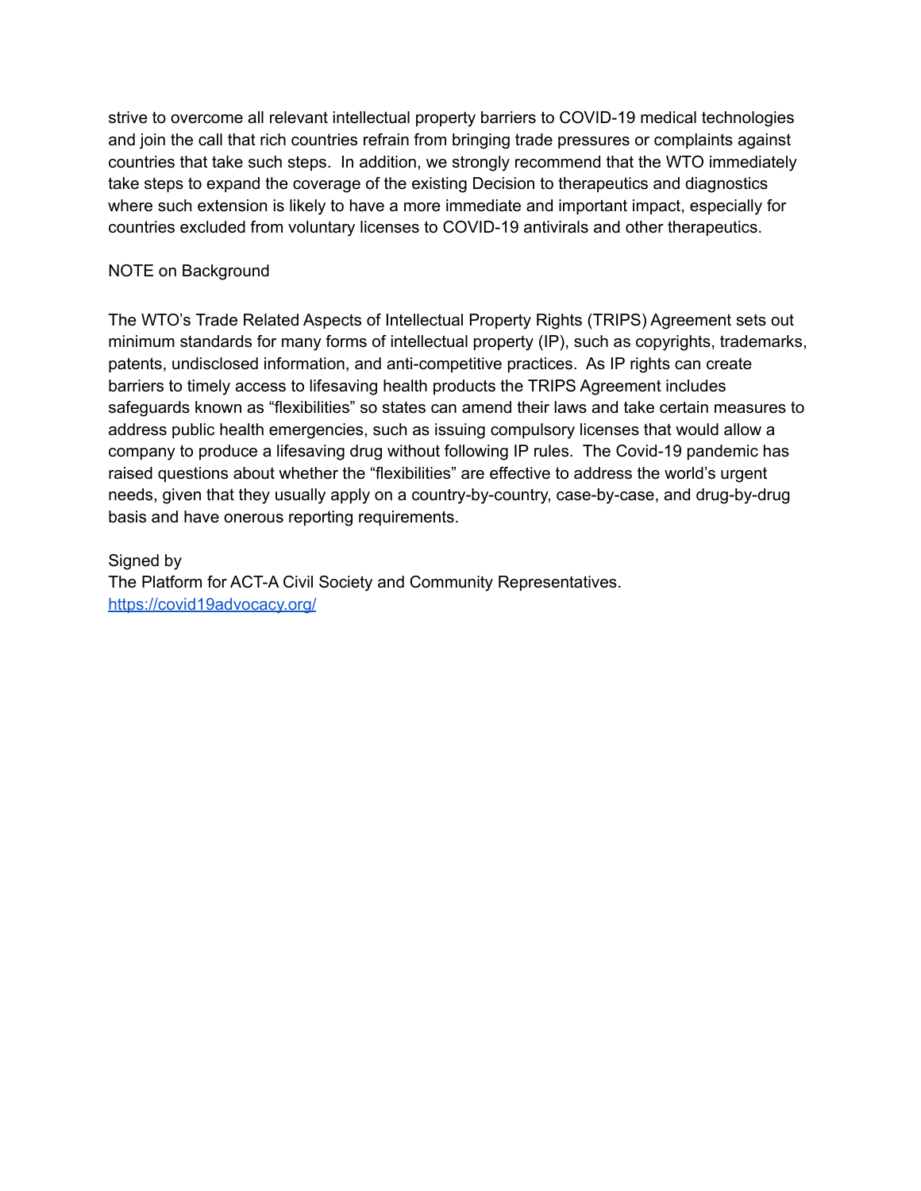strive to overcome all relevant intellectual property barriers to COVID-19 medical technologies and join the call that rich countries refrain from bringing trade pressures or complaints against countries that take such steps. In addition, we strongly recommend that the WTO immediately take steps to expand the coverage of the existing Decision to therapeutics and diagnostics where such extension is likely to have a more immediate and important impact, especially for countries excluded from voluntary licenses to COVID-19 antivirals and other therapeutics.

NOTE on Background

The WTO's Trade Related Aspects of Intellectual Property Rights (TRIPS) Agreement sets out minimum standards for many forms of intellectual property (IP), such as copyrights, trademarks, patents, undisclosed information, and anti-competitive practices. As IP rights can create barriers to timely access to lifesaving health products the TRIPS Agreement includes safeguards known as "flexibilities" so states can amend their laws and take certain measures to address public health emergencies, such as issuing compulsory licenses that would allow a company to produce a lifesaving drug without following IP rules. The Covid-19 pandemic has raised questions about whether the "flexibilities" are effective to address the world's urgent needs, given that they usually apply on a country-by-country, case-by-case, and drug-by-drug basis and have onerous reporting requirements.

Signed by
The Platform for ACT-A Civil Society and Community Representatives.
[https://covid19advocacy.org/](https://covid19advocacy.org/)